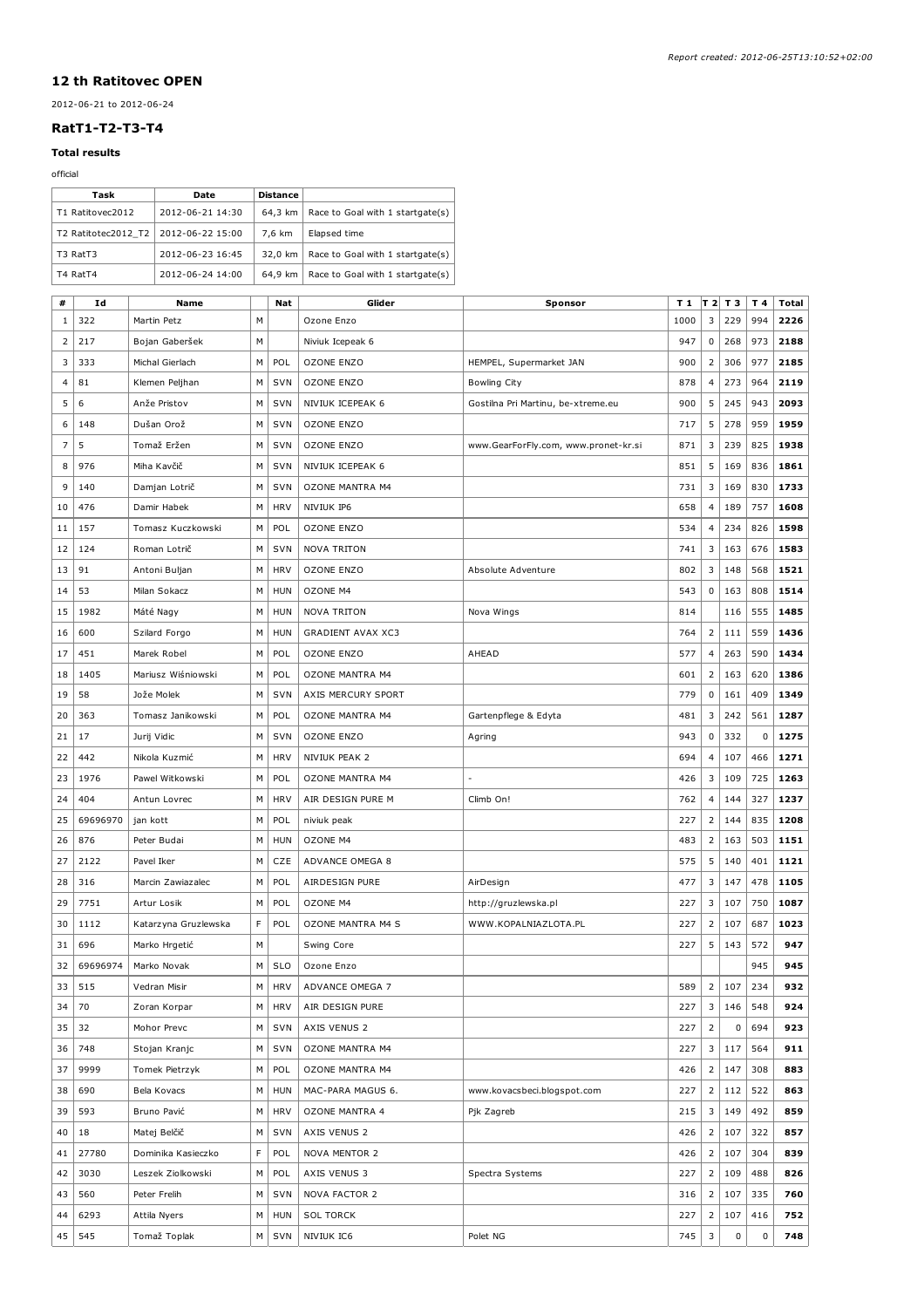*Report created: 2012-06-25T13:10:52+02:00*

## 12 th Ratitovec OPEN

2012-06-21 to 2012-06-24

### RatT1-T2-T3-T4

#### Total results

official

| Task | Date | Distance | |
|---|---|---|---|
| T1 Ratitovec2012 | 2012-06-21 14:30 | 64,3 km | Race to Goal with 1 startgate(s) |
| T2 Ratitotec2012_T2 | 2012-06-22 15:00 | 7,6 km | Elapsed time |
| T3 RatT3 | 2012-06-23 16:45 | 32,0 km | Race to Goal with 1 startgate(s) |
| T4 RatT4 | 2012-06-24 14:00 | 64,9 km | Race to Goal with 1 startgate(s) |

| # | Id | Name | | Nat | Glider | Sponsor | T 1 | T 2 | T 3 | T 4 | Total |
|---|---|---|---|---|---|---|---|---|---|---|---|
| 1 | 322 | Martin Petz | M | | Ozone Enzo | | 1000 | 3 | 229 | 994 | **2226** |
| 2 | 217 | Bojan Gaberšek | M | | Niviuk Icepeak 6 | | 947 | 0 | 268 | 973 | **2188** |
| 3 | 333 | Michal Gierlach | M | POL | OZONE ENZO | HEMPEL, Supermarket JAN | 900 | 2 | 306 | 977 | **2185** |
| 4 | 81 | Klemen Peljhan | M | SVN | OZONE ENZO | Bowling City | 878 | 4 | 273 | 964 | **2119** |
| 5 | 6 | Anže Pristov | M | SVN | NIVIUK ICEPEAK 6 | Gostilna Pri Martinu, be-xtreme.eu | 900 | 5 | 245 | 943 | **2093** |
| 6 | 148 | Dušan Orož | M | SVN | OZONE ENZO | | 717 | 5 | 278 | 959 | **1959** |
| 7 | 5 | Tomaž Eržen | M | SVN | OZONE ENZO | www.GearForFly.com, www.pronet-kr.si | 871 | 3 | 239 | 825 | **1938** |
| 8 | 976 | Miha Kavčič | M | SVN | NIVIUK ICEPEAK 6 | | 851 | 5 | 169 | 836 | **1861** |
| 9 | 140 | Damjan Lotrič | M | SVN | OZONE MANTRA M4 | | 731 | 3 | 169 | 830 | **1733** |
| 10 | 476 | Damir Habek | M | HRV | NIVIUK IP6 | | 658 | 4 | 189 | 757 | **1608** |
| 11 | 157 | Tomasz Kuczkowski | M | POL | OZONE ENZO | | 534 | 4 | 234 | 826 | **1598** |
| 12 | 124 | Roman Lotrič | M | SVN | NOVA TRITON | | 741 | 3 | 163 | 676 | **1583** |
| 13 | 91 | Antoni Buljan | M | HRV | OZONE ENZO | Absolute Adventure | 802 | 3 | 148 | 568 | **1521** |
| 14 | 53 | Milan Sokacz | M | HUN | OZONE M4 | | 543 | 0 | 163 | 808 | **1514** |
| 15 | 1982 | Máté Nagy | M | HUN | NOVA TRITON | Nova Wings | 814 | | 116 | 555 | **1485** |
| 16 | 600 | Szilard Forgo | M | HUN | GRADIENT AVAX XC3 | | 764 | 2 | 111 | 559 | **1436** |
| 17 | 451 | Marek Robel | M | POL | OZONE ENZO | AHEAD | 577 | 4 | 263 | 590 | **1434** |
| 18 | 1405 | Mariusz Wiśniowski | M | POL | OZONE MANTRA M4 | | 601 | 2 | 163 | 620 | **1386** |
| 19 | 58 | Jože Molek | M | SVN | AXIS MERCURY SPORT | | 779 | 0 | 161 | 409 | **1349** |
| 20 | 363 | Tomasz Janikowski | M | POL | OZONE MANTRA M4 | Gartenpflege & Edyta | 481 | 3 | 242 | 561 | **1287** |
| 21 | 17 | Jurij Vidic | M | SVN | OZONE ENZO | Agring | 943 | 0 | 332 | 0 | **1275** |
| 22 | 442 | Nikola Kuzmić | M | HRV | NIVIUK PEAK 2 | | 694 | 4 | 107 | 466 | **1271** |
| 23 | 1976 | Pawel Witkowski | M | POL | OZONE MANTRA M4 | - | 426 | 3 | 109 | 725 | **1263** |
| 24 | 404 | Antun Lovrec | M | HRV | AIR DESIGN PURE M | Climb On! | 762 | 4 | 144 | 327 | **1237** |
| 25 | 69696970 | jan kott | M | POL | niviuk peak | | 227 | 2 | 144 | 835 | **1208** |
| 26 | 876 | Peter Budai | M | HUN | OZONE M4 | | 483 | 2 | 163 | 503 | **1151** |
| 27 | 2122 | Pavel Iker | M | CZE | ADVANCE OMEGA 8 | | 575 | 5 | 140 | 401 | **1121** |
| 28 | 316 | Marcin Zawiazalec | M | POL | AIRDESIGN PURE | AirDesign | 477 | 3 | 147 | 478 | **1105** |
| 29 | 7751 | Artur Losik | M | POL | OZONE M4 | http://gruzlewska.pl | 227 | 3 | 107 | 750 | **1087** |
| 30 | 1112 | Katarzyna Gruzlewska | F | POL | OZONE MANTRA M4 S | WWW.KOPALNIAZLOTA.PL | 227 | 2 | 107 | 687 | **1023** |
| 31 | 696 | Marko Hrgetić | M | | Swing Core | | 227 | 5 | 143 | 572 | **947** |
| 32 | 69696974 | Marko Novak | M | SLO | Ozone Enzo | | | | | 945 | **945** |
| 33 | 515 | Vedran Misir | M | HRV | ADVANCE OMEGA 7 | | 589 | 2 | 107 | 234 | **932** |
| 34 | 70 | Zoran Korpar | M | HRV | AIR DESIGN PURE | | 227 | 3 | 146 | 548 | **924** |
| 35 | 32 | Mohor Prevc | M | SVN | AXIS VENUS 2 | | 227 | 2 | 0 | 694 | **923** |
| 36 | 748 | Stojan Kranjc | M | SVN | OZONE MANTRA M4 | | 227 | 3 | 117 | 564 | **911** |
| 37 | 9999 | Tomek Pietrzyk | M | POL | OZONE MANTRA M4 | | 426 | 2 | 147 | 308 | **883** |
| 38 | 690 | Bela Kovacs | M | HUN | MAC-PARA MAGUS 6. | www.kovacsbeci.blogspot.com | 227 | 2 | 112 | 522 | **863** |
| 39 | 593 | Bruno Pavić | M | HRV | OZONE MANTRA 4 | Pjk Zagreb | 215 | 3 | 149 | 492 | **859** |
| 40 | 18 | Matej Belčič | M | SVN | AXIS VENUS 2 | | 426 | 2 | 107 | 322 | **857** |
| 41 | 27780 | Dominika Kasieczko | F | POL | NOVA MENTOR 2 | | 426 | 2 | 107 | 304 | **839** |
| 42 | 3030 | Leszek Ziolkowski | M | POL | AXIS VENUS 3 | Spectra Systems | 227 | 2 | 109 | 488 | **826** |
| 43 | 560 | Peter Frelih | M | SVN | NOVA FACTOR 2 | | 316 | 2 | 107 | 335 | **760** |
| 44 | 6293 | Attila Nyers | M | HUN | SOL TORCK | | 227 | 2 | 107 | 416 | **752** |
| 45 | 545 | Tomaž Toplak | M | SVN | NIVIUK IC6 | Polet NG | 745 | 3 | 0 | 0 | **748** |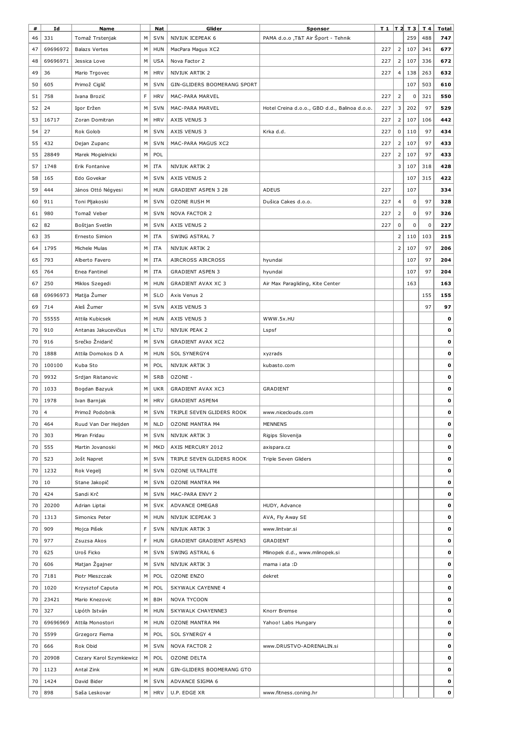| # | Id | Name | | Nat | Glider | Sponsor | T 1 | T 2 | T 3 | T 4 | Total |
|---|---|---|---|---|---|---|---|---|---|---|---|
| 46 | 331 | Tomaž Trstenjak | M | SVN | NIVIUK ICEPEAK 6 | PAMA d.o.o ,T&T Air Šport - Tehnik | | | 259 | 488 | **747** |
| 47 | 69696972 | Balazs Vertes | M | HUN | MacPara Magus XC2 | | 227 | 2 | 107 | 341 | **677** |
| 48 | 69696971 | Jessica Love | M | USA | Nova Factor 2 | | 227 | 2 | 107 | 336 | **672** |
| 49 | 36 | Mario Trgovec | M | HRV | NIVIUK ARTIK 2 | | 227 | 4 | 138 | 263 | **632** |
| 50 | 605 | Primož Ciglič | M | SVN | GIN-GLIDERS BOOMERANG SPORT | | | | 107 | 503 | **610** |
| 51 | 758 | Ivana Brozić | F | HRV | MAC-PARA MARVEL | | 227 | 2 | 0 | 321 | **550** |
| 52 | 24 | Igor Eržen | M | SVN | MAC-PARA MARVEL | Hotel Creina d.o.o., GBD d.d., Balinoa d.o.o. | 227 | 3 | 202 | 97 | **529** |
| 53 | 16717 | Zoran Domitran | M | HRV | AXIS VENUS 3 | | 227 | 2 | 107 | 106 | **442** |
| 54 | 27 | Rok Golob | M | SVN | AXIS VENUS 3 | Krka d.d. | 227 | 0 | 110 | 97 | **434** |
| 55 | 432 | Dejan Zupanc | M | SVN | MAC-PARA MAGUS XC2 | | 227 | 2 | 107 | 97 | **433** |
| 55 | 28849 | Marek Mogielnicki | M | POL | | | 227 | 2 | 107 | 97 | **433** |
| 57 | 1748 | Erik Fontanive | M | ITA | NIVIUK ARTIK 2 | | | 3 | 107 | 318 | **428** |
| 58 | 165 | Edo Govekar | M | SVN | AXIS VENUS 2 | | | | 107 | 315 | **422** |
| 59 | 444 | János Ottó Négyesi | M | HUN | GRADIENT ASPEN 3 28 | ADEUS | 227 | | 107 | | **334** |
| 60 | 911 | Toni Pljakoski | M | SVN | OZONE RUSH M | Dušica Cakes d.o.o. | 227 | 4 | 0 | 97 | **328** |
| 61 | 980 | Tomaž Veber | M | SVN | NOVA FACTOR 2 | | 227 | 2 | 0 | 97 | **326** |
| 62 | 82 | Boštjan Svetlin | M | SVN | AXIS VENUS 2 | | 227 | 0 | 0 | 0 | **227** |
| 63 | 35 | Ernesto Simion | M | ITA | SWING ASTRAL 7 | | | 2 | 110 | 103 | **215** |
| 64 | 1795 | Michele Mulas | M | ITA | NIVIUK ARTIK 2 | | | 2 | 107 | 97 | **206** |
| 65 | 793 | Alberto Favero | M | ITA | AIRCROSS AIRCROSS | hyundai | | | 107 | 97 | **204** |
| 65 | 764 | Enea Fantinel | M | ITA | GRADIENT ASPEN 3 | hyundai | | | 107 | 97 | **204** |
| 67 | 250 | Miklos Szegedi | M | HUN | GRADIENT AVAX XC 3 | Air Max Paragliding, Kite Center | | | 163 | | **163** |
| 68 | 69696973 | Matija Žumer | M | SLO | Axis Venus 2 | | | | | 155 | **155** |
| 69 | 714 | Aleš Žumer | M | SVN | AXIS VENUS 3 | | | | | 97 | **97** |
| 70 | 55555 | Attila Kubicsek | M | HUN | AXIS VENUS 3 | WWW.5x.HU | | | | | **0** |
| 70 | 910 | Antanas Jakucevičius | M | LTU | NIVIUK PEAK 2 | Lspsf | | | | | **0** |
| 70 | 916 | Srečko Žnidarič | M | SVN | GRADIENT AVAX XC2 | | | | | | **0** |
| 70 | 1888 | Attila Domokos D A | M | HUN | SOL SYNERGY4 | xyzrads | | | | | **0** |
| 70 | 100100 | Kuba Sto | M | POL | NIVIUK ARTIK 3 | kubasto.com | | | | | **0** |
| 70 | 9932 | Srdjan Ristanovic | M | SRB | OZONE - | | | | | | **0** |
| 70 | 1033 | Bogdan Bazyuk | M | UKR | GRADIENT AVAX XC3 | GRADIENT | | | | | **0** |
| 70 | 1978 | Ivan Barnjak | M | HRV | GRADIENT ASPEN4 | | | | | | **0** |
| 70 | 4 | Primož Podobnik | M | SVN | TRIPLE SEVEN GLIDERS ROOK | www.niceclouds.com | | | | | **0** |
| 70 | 464 | Ruud Van Der Heijden | M | NLD | OZONE MANTRA M4 | MENNENS | | | | | **0** |
| 70 | 303 | Miran Fridau | M | SVN | NIVIUK ARTIK 3 | Rigips Slovenija | | | | | **0** |
| 70 | 555 | Martin Jovanoski | M | MKD | AXIS MERCURY 2012 | axispara.cz | | | | | **0** |
| 70 | 523 | Jošt Napret | M | SVN | TRIPLE SEVEN GLIDERS ROOK | Triple Seven Gliders | | | | | **0** |
| 70 | 1232 | Rok Vegelj | M | SVN | OZONE ULTRALITE | | | | | | **0** |
| 70 | 10 | Stane Jakopič | M | SVN | OZONE MANTRA M4 | | | | | | **0** |
| 70 | 424 | Sandi Krč | M | SVN | MAC-PARA ENVY 2 | | | | | | **0** |
| 70 | 20200 | Adrian Liptai | M | SVK | ADVANCE OMEGA8 | HUDY, Advance | | | | | **0** |
| 70 | 1313 | Simonics Peter | M | HUN | NIVIUK ICEPEAK 3 | AVA, Fly Away SE | | | | | **0** |
| 70 | 909 | Mojca Pišek | F | SVN | NIVIUK ARTIK 3 | www.lintvar.si | | | | | **0** |
| 70 | 977 | Zsuzsa Akos | F | HUN | GRADIENT GRADIENT ASPEN3 | GRADIENT | | | | | **0** |
| 70 | 625 | Uroš Ficko | M | SVN | SWING ASTRAL 6 | Mlinopek d.d., www.mlinopek.si | | | | | **0** |
| 70 | 606 | Matjan Žgajner | M | SVN | NIVIUK ARTIK 3 | mama i ata :D | | | | | **0** |
| 70 | 7181 | Piotr Mieszczak | M | POL | OZONE ENZO | dekret | | | | | **0** |
| 70 | 1020 | Krzysztof Caputa | M | POL | SKYWALK CAYENNE 4 | | | | | | **0** |
| 70 | 23421 | Mario Knezovic | M | BIH | NOVA TYCOON | | | | | | **0** |
| 70 | 327 | Lipóth István | M | HUN | SKYWALK CHAYENNE3 | Knorr Bremse | | | | | **0** |
| 70 | 69696969 | Attila Monostori | M | HUN | OZONE MANTRA M4 | Yahoo! Labs Hungary | | | | | **0** |
| 70 | 5599 | Grzegorz Fiema | M | POL | SOL SYNERGY 4 | | | | | | **0** |
| 70 | 666 | Rok Obid | M | SVN | NOVA FACTOR 2 | www.DRUSTVO-ADRENALIN.si | | | | | **0** |
| 70 | 20908 | Cezary Karol Szymkiewicz | M | POL | OZONE DELTA | | | | | | **0** |
| 70 | 1123 | Antal Zink | M | HUN | GIN-GLIDERS BOOMERANG GTO | | | | | | **0** |
| 70 | 1424 | David Bider | M | SVN | ADVANCE SIGMA 6 | | | | | | **0** |
| 70 | 898 | Saša Leskovar | M | HRV | U.P. EDGE XR | www.fitness.coning.hr | | | | | **0** |